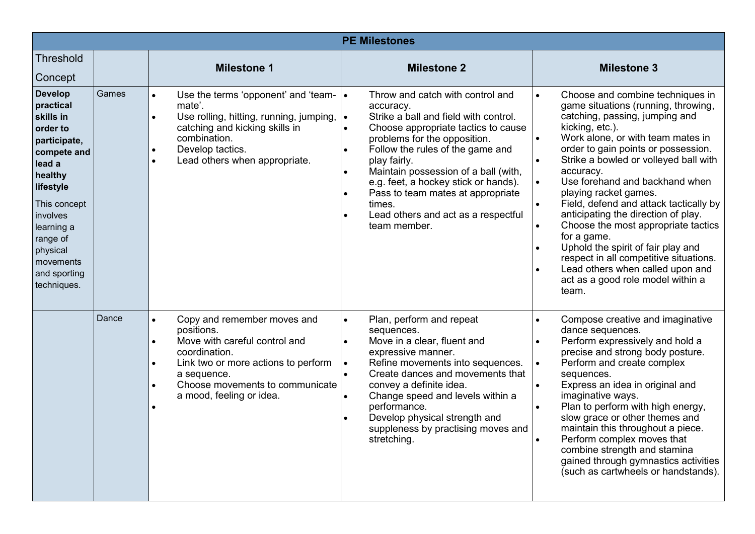| PE Milestones | | | | |
|---|---|---|---|---|
| Threshold Concept | | **Milestone 1** | **Milestone 2** | **Milestone 3** |
| **Develop practical skills in order to participate, compete and lead a healthy lifestyle**<br><br>This concept involves learning a range of physical movements and sporting techniques. | Games | • Use the terms ‘opponent’ and ‘team-mate’.<br>• Use rolling, hitting, running, jumping, catching and kicking skills in combination.<br>• Develop tactics.<br>• Lead others when appropriate. | • Throw and catch with control and accuracy.<br>• Strike a ball and field with control.<br>• Choose appropriate tactics to cause problems for the opposition.<br>• Follow the rules of the game and play fairly.<br>• Maintain possession of a ball (with, e.g. feet, a hockey stick or hands).<br>• Pass to team mates at appropriate times.<br>• Lead others and act as a respectful team member. | • Choose and combine techniques in game situations (running, throwing, catching, passing, jumping and kicking, etc.).<br>• Work alone, or with team mates in order to gain points or possession.<br>• Strike a bowled or volleyed ball with accuracy.<br>• Use forehand and backhand when playing racket games.<br>• Field, defend and attack tactically by anticipating the direction of play.<br>• Choose the most appropriate tactics for a game.<br>• Uphold the spirit of fair play and respect in all competitive situations.<br>• Lead others when called upon and act as a good role model within a team. |
| | Dance | • Copy and remember moves and positions.<br>• Move with careful control and coordination.<br>• Link two or more actions to perform a sequence.<br>• Choose movements to communicate a mood, feeling or idea.<br>• | • Plan, perform and repeat sequences.<br>• Move in a clear, fluent and expressive manner.<br>• Refine movements into sequences.<br>• Create dances and movements that convey a definite idea.<br>• Change speed and levels within a performance.<br>• Develop physical strength and suppleness by practising moves and stretching. | • Compose creative and imaginative dance sequences.<br>• Perform expressively and hold a precise and strong body posture.<br>• Perform and create complex sequences.<br>• Express an idea in original and imaginative ways.<br>• Plan to perform with high energy, slow grace or other themes and maintain this throughout a piece.<br>• Perform complex moves that combine strength and stamina gained through gymnastics activities (such as cartwheels or handstands). |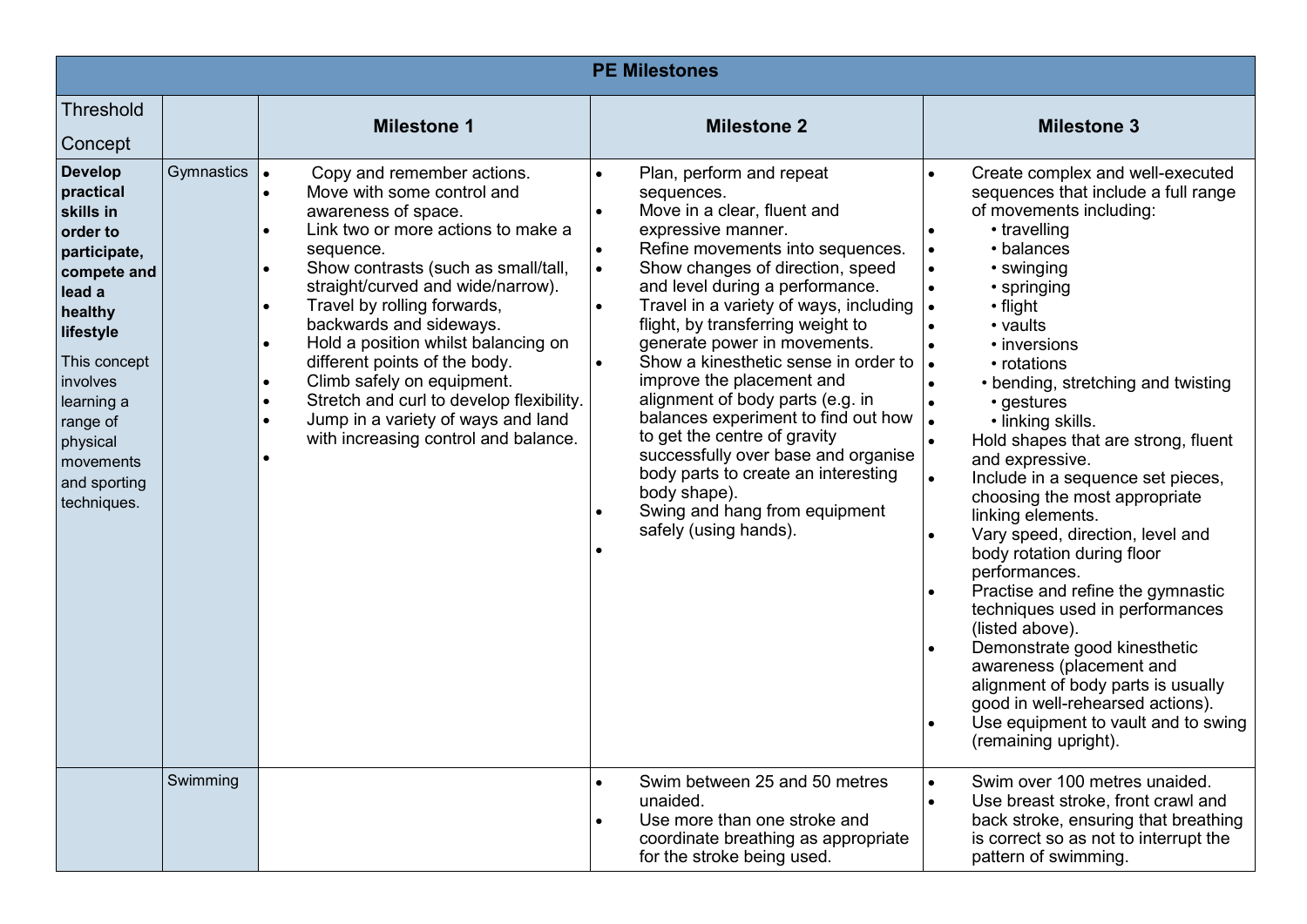| PE Milestones | | | | |
|---|---|---|---|---|
| Threshold Concept | | **Milestone 1** | **Milestone 2** | **Milestone 3** |
| **Develop practical skills in order to participate, compete and lead a healthy lifestyle**<br><br>This concept involves learning a range of physical movements and sporting techniques. | Gymnastics | • Copy and remember actions.<br>• Move with some control and awareness of space.<br>• Link two or more actions to make a sequence.<br>• Show contrasts (such as small/tall, straight/curved and wide/narrow).<br>• Travel by rolling forwards, backwards and sideways.<br>• Hold a position whilst balancing on different points of the body.<br>• Climb safely on equipment.<br>• Stretch and curl to develop flexibility.<br>• Jump in a variety of ways and land with increasing control and balance.<br>• | • Plan, perform and repeat sequences.<br>• Move in a clear, fluent and expressive manner.<br>• Refine movements into sequences.<br>• Show changes of direction, speed and level during a performance.<br>• Travel in a variety of ways, including flight, by transferring weight to generate power in movements.<br>• Show a kinesthetic sense in order to improve the placement and alignment of body parts (e.g. in balances experiment to find out how to get the centre of gravity successfully over base and organise body parts to create an interesting body shape).<br>• Swing and hang from equipment safely (using hands).<br>• | • Create complex and well-executed sequences that include a full range of movements including:<br>• • travelling<br>• • balances<br>• • swinging<br>• • springing<br>• • flight<br>• • vaults<br>• • inversions<br>• • rotations<br>• • bending, stretching and twisting<br>• • gestures<br>• • linking skills.<br>• Hold shapes that are strong, fluent and expressive.<br>• Include in a sequence set pieces, choosing the most appropriate linking elements.<br>• Vary speed, direction, level and body rotation during floor performances.<br>• Practise and refine the gymnastic techniques used in performances (listed above).<br>• Demonstrate good kinesthetic awareness (placement and alignment of body parts is usually good in well-rehearsed actions).<br>• Use equipment to vault and to swing (remaining upright). |
| | Swimming | | • Swim between 25 and 50 metres unaided.<br>• Use more than one stroke and coordinate breathing as appropriate for the stroke being used. | • Swim over 100 metres unaided.<br>• Use breast stroke, front crawl and back stroke, ensuring that breathing is correct so as not to interrupt the pattern of swimming. |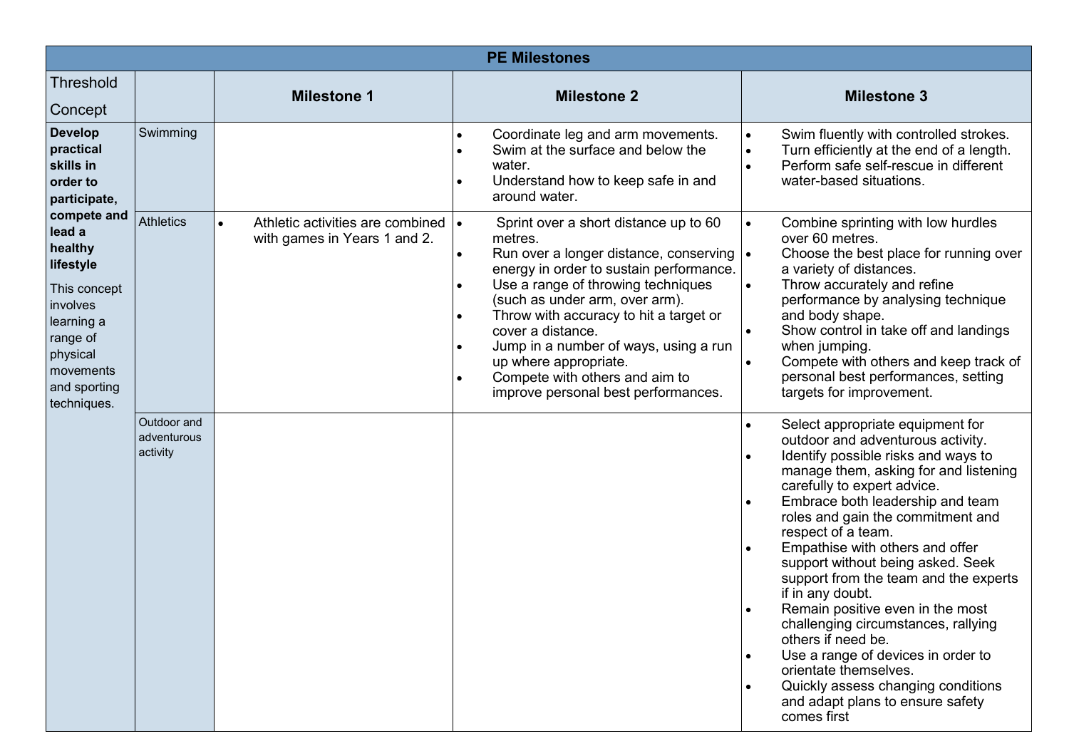| PE Milestones | | | | |
|---|---|---|---|---|
| Threshold Concept | | **Milestone 1** | **Milestone 2** | **Milestone 3** |
| **Develop practical skills in order to participate, compete and lead a healthy lifestyle**<br><br>This concept involves learning a range of physical movements and sporting techniques. | Swimming | | • Coordinate leg and arm movements.<br>• Swim at the surface and below the water.<br>• Understand how to keep safe in and around water. | • Swim fluently with controlled strokes.<br>• Turn efficiently at the end of a length.<br>• Perform safe self-rescue in different water-based situations. |
| | Athletics | • Athletic activities are combined with games in Years 1 and 2. | • Sprint over a short distance up to 60 metres.<br>• Run over a longer distance, conserving energy in order to sustain performance.<br>• Use a range of throwing techniques (such as under arm, over arm).<br>• Throw with accuracy to hit a target or cover a distance.<br>• Jump in a number of ways, using a run up where appropriate.<br>• Compete with others and aim to improve personal best performances. | • Combine sprinting with low hurdles over 60 metres.<br>• Choose the best place for running over a variety of distances.<br>• Throw accurately and refine performance by analysing technique and body shape.<br>• Show control in take off and landings when jumping.<br>• Compete with others and keep track of personal best performances, setting targets for improvement. |
| | Outdoor and adventurous activity | | | • Select appropriate equipment for outdoor and adventurous activity.<br>• Identify possible risks and ways to manage them, asking for and listening carefully to expert advice.<br>• Embrace both leadership and team roles and gain the commitment and respect of a team.<br>• Empathise with others and offer support without being asked. Seek support from the team and the experts if in any doubt.<br>• Remain positive even in the most challenging circumstances, rallying others if need be.<br>• Use a range of devices in order to orientate themselves.<br>• Quickly assess changing conditions and adapt plans to ensure safety comes first |